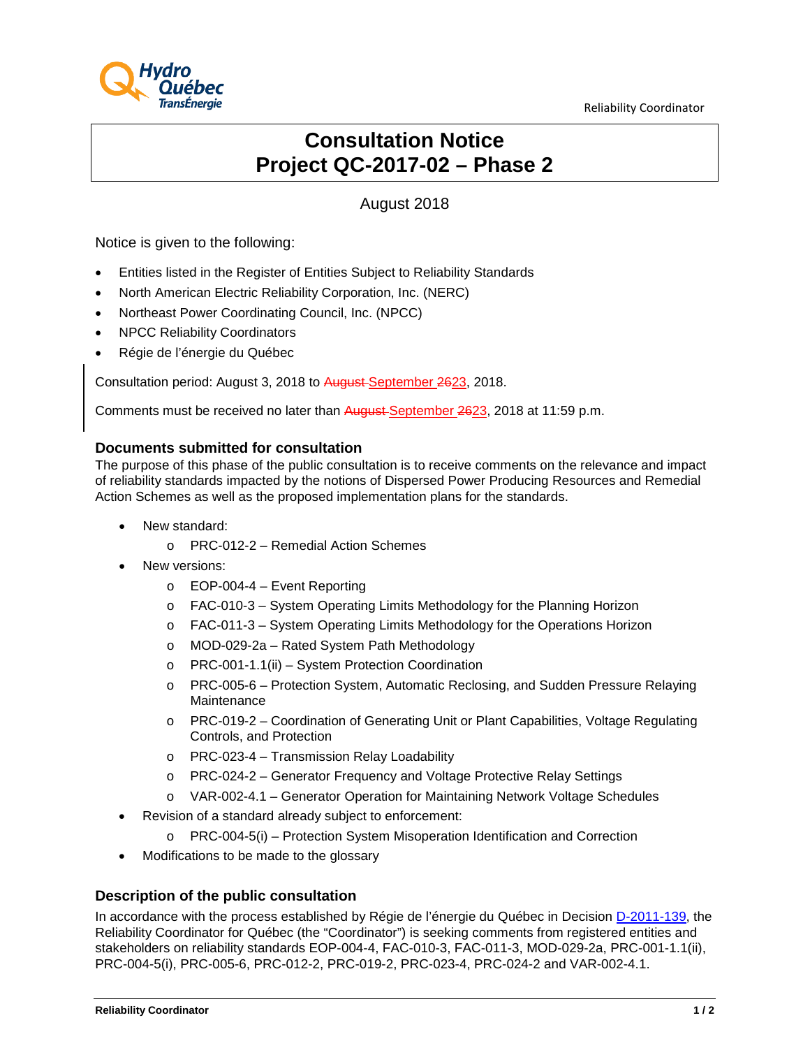Reliability Coordinator

# Consultation Notice
# Project QC-2017-02 – Phase 2

August 2018

Notice is given to the following:

- Entities listed in the Register of Entities Subject to Reliability Standards
- North American Electric Reliability Corporation, Inc. (NERC)
- Northeast Power Coordinating Council, Inc. (NPCC)
- NPCC Reliability Coordinators
- Régie de l'énergie du Québec

Consultation period: August 3, 2018 to ~~August~~ September ~~26~~23, 2018.

Comments must be received no later than ~~August~~ September ~~26~~23, 2018 at 11:59 p.m.

### Documents submitted for consultation

The purpose of this phase of the public consultation is to receive comments on the relevance and impact of reliability standards impacted by the notions of Dispersed Power Producing Resources and Remedial Action Schemes as well as the proposed implementation plans for the standards.

- New standard:
  - PRC-012-2 – Remedial Action Schemes
- New versions:
  - EOP-004-4 – Event Reporting
  - FAC-010-3 – System Operating Limits Methodology for the Planning Horizon
  - FAC-011-3 – System Operating Limits Methodology for the Operations Horizon
  - MOD-029-2a – Rated System Path Methodology
  - PRC-001-1.1(ii) – System Protection Coordination
  - PRC-005-6 – Protection System, Automatic Reclosing, and Sudden Pressure Relaying Maintenance
  - PRC-019-2 – Coordination of Generating Unit or Plant Capabilities, Voltage Regulating Controls, and Protection
  - PRC-023-4 – Transmission Relay Loadability
  - PRC-024-2 – Generator Frequency and Voltage Protective Relay Settings
  - VAR-002-4.1 – Generator Operation for Maintaining Network Voltage Schedules
- Revision of a standard already subject to enforcement:
  - PRC-004-5(i) – Protection System Misoperation Identification and Correction
- Modifications to be made to the glossary

### Description of the public consultation

In accordance with the process established by Régie de l'énergie du Québec in Decision D-2011-139, the Reliability Coordinator for Québec (the "Coordinator") is seeking comments from registered entities and stakeholders on reliability standards EOP-004-4, FAC-010-3, FAC-011-3, MOD-029-2a, PRC-001-1.1(ii), PRC-004-5(i), PRC-005-6, PRC-012-2, PRC-019-2, PRC-023-4, PRC-024-2 and VAR-002-4.1.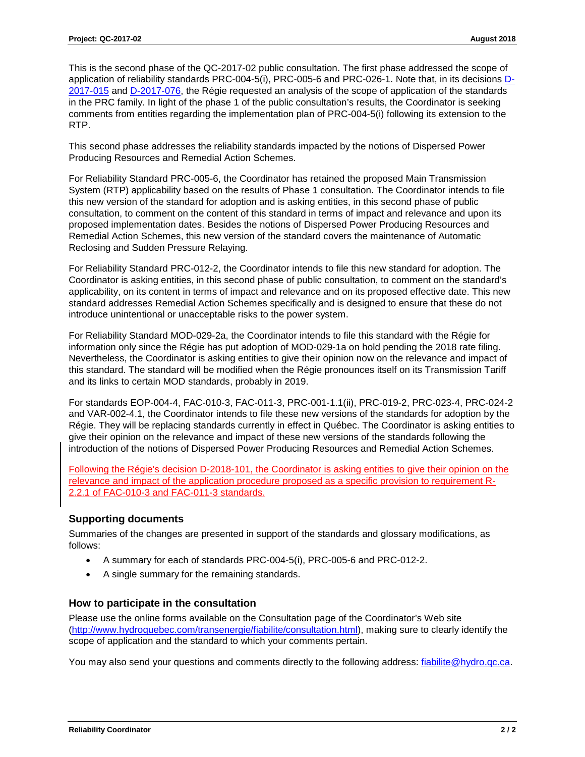This is the second phase of the QC-2017-02 public consultation. The first phase addressed the scope of application of reliability standards PRC-004-5(i), PRC-005-6 and PRC-026-1. Note that, in its decisions D-2017-015 and D-2017-076, the Régie requested an analysis of the scope of application of the standards in the PRC family. In light of the phase 1 of the public consultation's results, the Coordinator is seeking comments from entities regarding the implementation plan of PRC-004-5(i) following its extension to the RTP.

This second phase addresses the reliability standards impacted by the notions of Dispersed Power Producing Resources and Remedial Action Schemes.

For Reliability Standard PRC-005-6, the Coordinator has retained the proposed Main Transmission System (RTP) applicability based on the results of Phase 1 consultation. The Coordinator intends to file this new version of the standard for adoption and is asking entities, in this second phase of public consultation, to comment on the content of this standard in terms of impact and relevance and upon its proposed implementation dates. Besides the notions of Dispersed Power Producing Resources and Remedial Action Schemes, this new version of the standard covers the maintenance of Automatic Reclosing and Sudden Pressure Relaying.

For Reliability Standard PRC-012-2, the Coordinator intends to file this new standard for adoption. The Coordinator is asking entities, in this second phase of public consultation, to comment on the standard's applicability, on its content in terms of impact and relevance and on its proposed effective date. This new standard addresses Remedial Action Schemes specifically and is designed to ensure that these do not introduce unintentional or unacceptable risks to the power system.

For Reliability Standard MOD-029-2a, the Coordinator intends to file this standard with the Régie for information only since the Régie has put adoption of MOD-029-1a on hold pending the 2018 rate filing. Nevertheless, the Coordinator is asking entities to give their opinion now on the relevance and impact of this standard. The standard will be modified when the Régie pronounces itself on its Transmission Tariff and its links to certain MOD standards, probably in 2019.

For standards EOP-004-4, FAC-010-3, FAC-011-3, PRC-001-1.1(ii), PRC-019-2, PRC-023-4, PRC-024-2 and VAR-002-4.1, the Coordinator intends to file these new versions of the standards for adoption by the Régie. They will be replacing standards currently in effect in Québec. The Coordinator is asking entities to give their opinion on the relevance and impact of these new versions of the standards following the introduction of the notions of Dispersed Power Producing Resources and Remedial Action Schemes.

Following the Régie's decision D-2018-101, the Coordinator is asking entities to give their opinion on the relevance and impact of the application procedure proposed as a specific provision to requirement R-2.2.1 of FAC-010-3 and FAC-011-3 standards.

## Supporting documents

Summaries of the changes are presented in support of the standards and glossary modifications, as follows:

- A summary for each of standards PRC-004-5(i), PRC-005-6 and PRC-012-2.
- A single summary for the remaining standards.

## How to participate in the consultation

Please use the online forms available on the Consultation page of the Coordinator's Web site (http://www.hydroquebec.com/transenergie/fiabilite/consultation.html), making sure to clearly identify the scope of application and the standard to which your comments pertain.

You may also send your questions and comments directly to the following address: fiabilite@hydro.qc.ca.